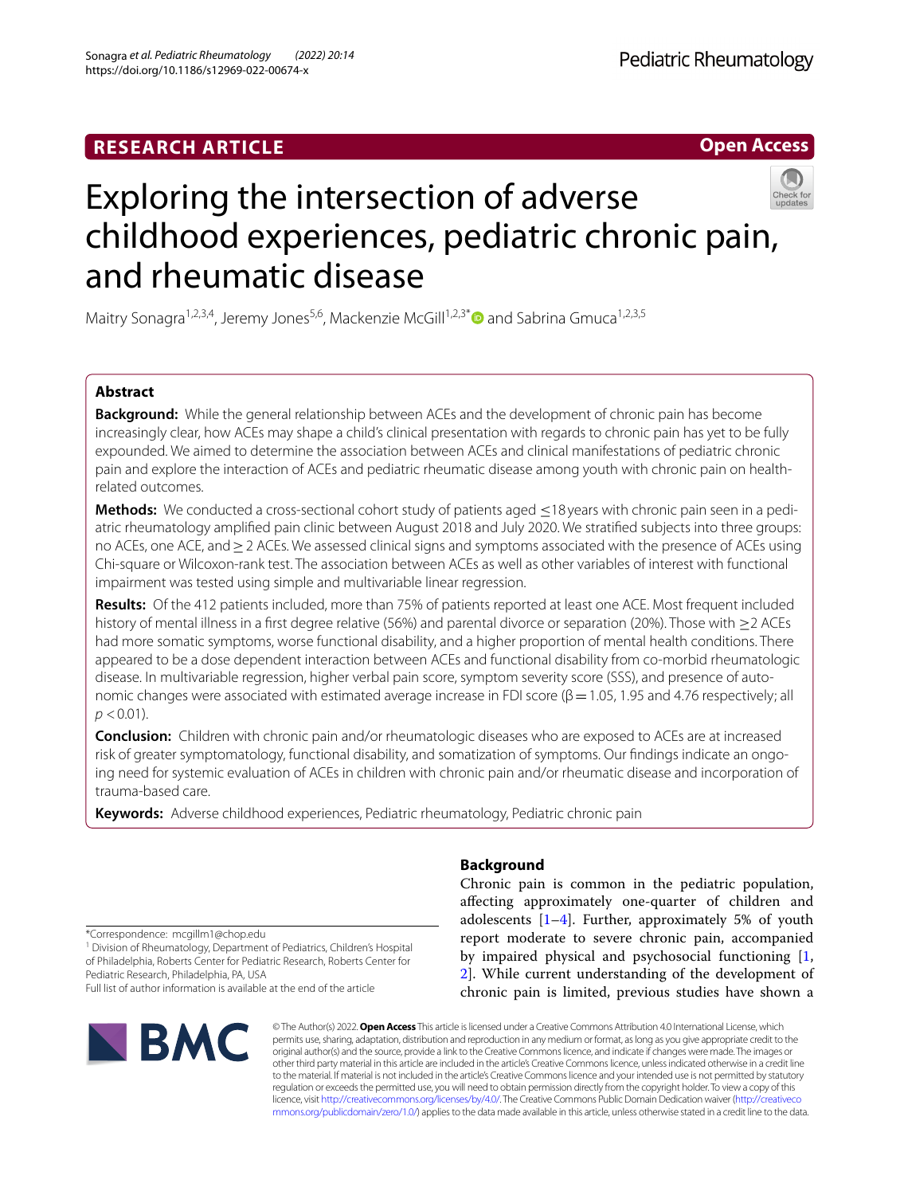RESEARCH ARTICLE

Open Access

# Exploring the intersection of adverse childhood experiences, pediatric chronic pain, and rheumatic disease

Maitry Sonagra[1,2,3,4], Jeremy Jones[5,6], Mackenzie McGill[1,2,3*] and Sabrina Gmuca[1,2,3,5]

## Abstract

**Background:** While the general relationship between ACEs and the development of chronic pain has become increasingly clear, how ACEs may shape a child's clinical presentation with regards to chronic pain has yet to be fully expounded. We aimed to determine the association between ACEs and clinical manifestations of pediatric chronic pain and explore the interaction of ACEs and pediatric rheumatic disease among youth with chronic pain on health-related outcomes.

**Methods:** We conducted a cross-sectional cohort study of patients aged ≤18 years with chronic pain seen in a pediatric rheumatology amplified pain clinic between August 2018 and July 2020. We stratified subjects into three groups: no ACEs, one ACE, and ≥ 2 ACEs. We assessed clinical signs and symptoms associated with the presence of ACEs using Chi-square or Wilcoxon-rank test. The association between ACEs as well as other variables of interest with functional impairment was tested using simple and multivariable linear regression.

**Results:** Of the 412 patients included, more than 75% of patients reported at least one ACE. Most frequent included history of mental illness in a first degree relative (56%) and parental divorce or separation (20%). Those with ≥2 ACEs had more somatic symptoms, worse functional disability, and a higher proportion of mental health conditions. There appeared to be a dose dependent interaction between ACEs and functional disability from co-morbid rheumatologic disease. In multivariable regression, higher verbal pain score, symptom severity score (SSS), and presence of autonomic changes were associated with estimated average increase in FDI score ($\beta = 1.05$, 1.95 and 4.76 respectively; all $p < 0.01$).

**Conclusion:** Children with chronic pain and/or rheumatologic diseases who are exposed to ACEs are at increased risk of greater symptomatology, functional disability, and somatization of symptoms. Our findings indicate an ongoing need for systemic evaluation of ACEs in children with chronic pain and/or rheumatic disease and incorporation of trauma-based care.

**Keywords:** Adverse childhood experiences, Pediatric rheumatology, Pediatric chronic pain

## Background

Chronic pain is common in the pediatric population, affecting approximately one-quarter of children and adolescents [1–4]. Further, approximately 5% of youth report moderate to severe chronic pain, accompanied by impaired physical and psychosocial functioning [1, 2]. While current understanding of the development of chronic pain is limited, previous studies have shown a

*Correspondence: mcgillm1@chop.edu

[1] Division of Rheumatology, Department of Pediatrics, Children's Hospital of Philadelphia, Roberts Center for Pediatric Research, Roberts Center for Pediatric Research, Philadelphia, PA, USA

Full list of author information is available at the end of the article

© The Author(s) 2022. **Open Access** This article is licensed under a Creative Commons Attribution 4.0 International License, which permits use, sharing, adaptation, distribution and reproduction in any medium or format, as long as you give appropriate credit to the original author(s) and the source, provide a link to the Creative Commons licence, and indicate if changes were made. The images or other third party material in this article are included in the article's Creative Commons licence, unless indicated otherwise in a credit line to the material. If material is not included in the article's Creative Commons licence and your intended use is not permitted by statutory regulation or exceeds the permitted use, you will need to obtain permission directly from the copyright holder. To view a copy of this licence, visit http://creativecommons.org/licenses/by/4.0/. The Creative Commons Public Domain Dedication waiver (http://creativecommons.org/publicdomain/zero/1.0/) applies to the data made available in this article, unless otherwise stated in a credit line to the data.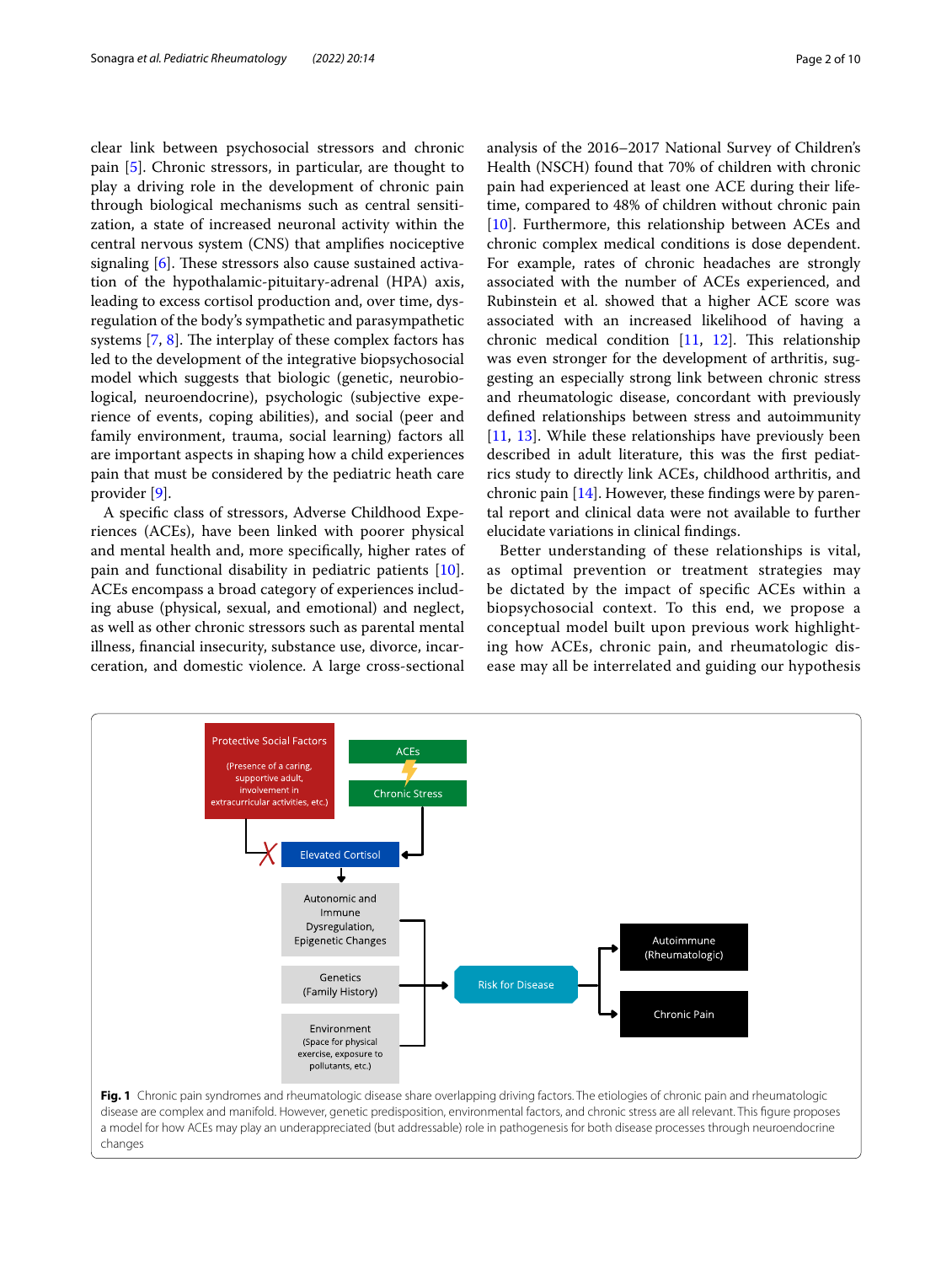clear link between psychosocial stressors and chronic pain [5]. Chronic stressors, in particular, are thought to play a driving role in the development of chronic pain through biological mechanisms such as central sensitization, a state of increased neuronal activity within the central nervous system (CNS) that amplifies nociceptive signaling [6]. These stressors also cause sustained activation of the hypothalamic-pituitary-adrenal (HPA) axis, leading to excess cortisol production and, over time, dysregulation of the body's sympathetic and parasympathetic systems [7, 8]. The interplay of these complex factors has led to the development of the integrative biopsychosocial model which suggests that biologic (genetic, neurobiological, neuroendocrine), psychologic (subjective experience of events, coping abilities), and social (peer and family environment, trauma, social learning) factors all are important aspects in shaping how a child experiences pain that must be considered by the pediatric heath care provider [9].

A specific class of stressors, Adverse Childhood Experiences (ACEs), have been linked with poorer physical and mental health and, more specifically, higher rates of pain and functional disability in pediatric patients [10]. ACEs encompass a broad category of experiences including abuse (physical, sexual, and emotional) and neglect, as well as other chronic stressors such as parental mental illness, financial insecurity, substance use, divorce, incarceration, and domestic violence. A large cross-sectional analysis of the 2016–2017 National Survey of Children's Health (NSCH) found that 70% of children with chronic pain had experienced at least one ACE during their lifetime, compared to 48% of children without chronic pain [10]. Furthermore, this relationship between ACEs and chronic complex medical conditions is dose dependent. For example, rates of chronic headaches are strongly associated with the number of ACEs experienced, and Rubinstein et al. showed that a higher ACE score was associated with an increased likelihood of having a chronic medical condition [11, 12]. This relationship was even stronger for the development of arthritis, suggesting an especially strong link between chronic stress and rheumatologic disease, concordant with previously defined relationships between stress and autoimmunity [11, 13]. While these relationships have previously been described in adult literature, this was the first pediatrics study to directly link ACEs, childhood arthritis, and chronic pain [14]. However, these findings were by parental report and clinical data were not available to further elucidate variations in clinical findings.

Better understanding of these relationships is vital, as optimal prevention or treatment strategies may be dictated by the impact of specific ACEs within a biopsychosocial context. To this end, we propose a conceptual model built upon previous work highlighting how ACEs, chronic pain, and rheumatologic disease may all be interrelated and guiding our hypothesis

**Fig. 1** Chronic pain syndromes and rheumatologic disease share overlapping driving factors. The etiologies of chronic pain and rheumatologic disease are complex and manifold. However, genetic predisposition, environmental factors, and chronic stress are all relevant. This figure proposes a model for how ACEs may play an underappreciated (but addressable) role in pathogenesis for both disease processes through neuroendocrine changes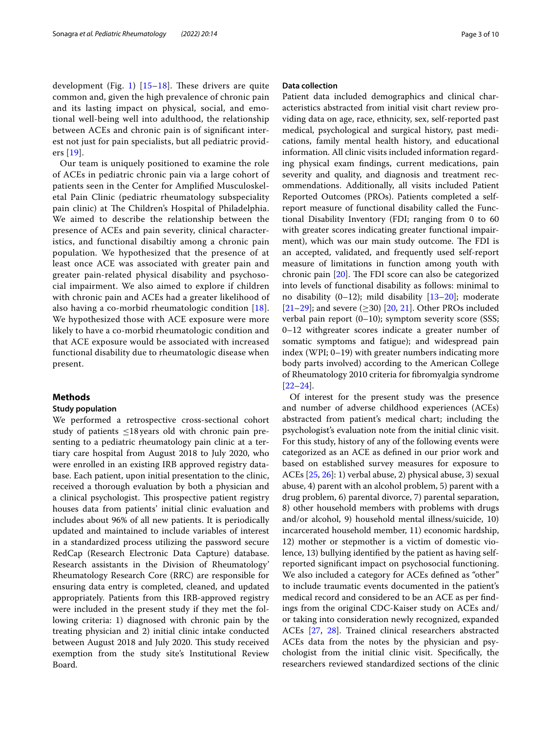development (Fig. 1) [15–18]. These drivers are quite common and, given the high prevalence of chronic pain and its lasting impact on physical, social, and emotional well-being well into adulthood, the relationship between ACEs and chronic pain is of significant interest not just for pain specialists, but all pediatric providers [19].

Our team is uniquely positioned to examine the role of ACEs in pediatric chronic pain via a large cohort of patients seen in the Center for Amplified Musculoskeletal Pain Clinic (pediatric rheumatology subspeciality pain clinic) at The Children's Hospital of Philadelphia. We aimed to describe the relationship between the presence of ACEs and pain severity, clinical characteristics, and functional disabiltiy among a chronic pain population. We hypothesized that the presence of at least once ACE was associated with greater pain and greater pain-related physical disability and psychosocial impairment. We also aimed to explore if children with chronic pain and ACEs had a greater likelihood of also having a co-morbid rheumatologic condition [18]. We hypothesized those with ACE exposure were more likely to have a co-morbid rheumatologic condition and that ACE exposure would be associated with increased functional disability due to rheumatologic disease when present.

## Methods

### Study population

We performed a retrospective cross-sectional cohort study of patients ≤18 years old with chronic pain presenting to a pediatric rheumatology pain clinic at a tertiary care hospital from August 2018 to July 2020, who were enrolled in an existing IRB approved registry database. Each patient, upon initial presentation to the clinic, received a thorough evaluation by both a physician and a clinical psychologist. This prospective patient registry houses data from patients' initial clinic evaluation and includes about 96% of all new patients. It is periodically updated and maintained to include variables of interest in a standardized process utilizing the password secure RedCap (Research Electronic Data Capture) database. Research assistants in the Division of Rheumatology' Rheumatology Research Core (RRC) are responsible for ensuring data entry is completed, cleaned, and updated appropriately. Patients from this IRB-approved registry were included in the present study if they met the following criteria: 1) diagnosed with chronic pain by the treating physician and 2) initial clinic intake conducted between August 2018 and July 2020. This study received exemption from the study site's Institutional Review Board.

### Data collection

Patient data included demographics and clinical characteristics abstracted from initial visit chart review providing data on age, race, ethnicity, sex, self-reported past medical, psychological and surgical history, past medications, family mental health history, and educational information. All clinic visits included information regarding physical exam findings, current medications, pain severity and quality, and diagnosis and treatment recommendations. Additionally, all visits included Patient Reported Outcomes (PROs). Patients completed a self-report measure of functional disability called the Functional Disability Inventory (FDI; ranging from 0 to 60 with greater scores indicating greater functional impairment), which was our main study outcome. The FDI is an accepted, validated, and frequently used self-report measure of limitations in function among youth with chronic pain [20]. The FDI score can also be categorized into levels of functional disability as follows: minimal to no disability (0–12); mild disability [13–20]; moderate [21–29]; and severe (≥30) [20, 21]. Other PROs included verbal pain report (0–10); symptom severity score (SSS; 0–12 withgreater scores indicate a greater number of somatic symptoms and fatigue); and widespread pain index (WPI; 0–19) with greater numbers indicating more body parts involved) according to the American College of Rheumatology 2010 criteria for fibromyalgia syndrome [22–24].

Of interest for the present study was the presence and number of adverse childhood experiences (ACEs) abstracted from patient's medical chart; including the psychologist's evaluation note from the initial clinic visit. For this study, history of any of the following events were categorized as an ACE as defined in our prior work and based on established survey measures for exposure to ACEs [25, 26]: 1) verbal abuse, 2) physical abuse, 3) sexual abuse, 4) parent with an alcohol problem, 5) parent with a drug problem, 6) parental divorce, 7) parental separation, 8) other household members with problems with drugs and/or alcohol, 9) household mental illness/suicide, 10) incarcerated household member, 11) economic hardship, 12) mother or stepmother is a victim of domestic violence, 13) bullying identified by the patient as having self-reported significant impact on psychosocial functioning. We also included a category for ACEs defined as "other" to include traumatic events documented in the patient's medical record and considered to be an ACE as per findings from the original CDC-Kaiser study on ACEs and/or taking into consideration newly recognized, expanded ACEs [27, 28]. Trained clinical researchers abstracted ACEs data from the notes by the physician and psychologist from the initial clinic visit. Specifically, the researchers reviewed standardized sections of the clinic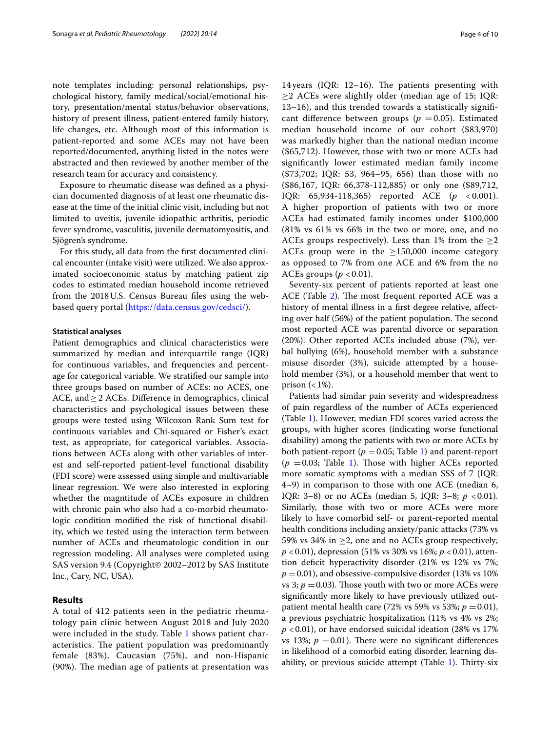note templates including: personal relationships, psychological history, family medical/social/emotional history, presentation/mental status/behavior observations, history of present illness, patient-entered family history, life changes, etc. Although most of this information is patient-reported and some ACEs may not have been reported/documented, anything listed in the notes were abstracted and then reviewed by another member of the research team for accuracy and consistency.

Exposure to rheumatic disease was defined as a physician documented diagnosis of at least one rheumatic disease at the time of the initial clinic visit, including but not limited to uveitis, juvenile idiopathic arthritis, periodic fever syndrome, vasculitis, juvenile dermatomyositis, and Sjögren's syndrome.

For this study, all data from the first documented clinical encounter (intake visit) were utilized. We also approximated socioeconomic status by matching patient zip codes to estimated median household income retrieved from the 2018 U.S. Census Bureau files using the web-based query portal (https://data.census.gov/cedsci/).

### Statistical analyses

Patient demographics and clinical characteristics were summarized by median and interquartile range (IQR) for continuous variables, and frequencies and percentage for categorical variable. We stratified our sample into three groups based on number of ACEs: no ACES, one ACE, and ≥ 2 ACEs. Difference in demographics, clinical characteristics and psychological issues between these groups were tested using Wilcoxon Rank Sum test for continuous variables and Chi-squared or Fisher's exact test, as appropriate, for categorical variables. Associations between ACEs along with other variables of interest and self-reported patient-level functional disability (FDI score) were assessed using simple and multivariable linear regression. We were also interested in exploring whether the magntitude of ACEs exposure in children with chronic pain who also had a co-morbid rheumatologic condition modified the risk of functional disability, which we tested using the interaction term between number of ACEs and rheumatologic condition in our regression modeling. All analyses were completed using SAS version 9.4 (Copyright© 2002–2012 by SAS Institute Inc., Cary, NC, USA).

## Results

A total of 412 patients seen in the pediatric rheumatology pain clinic between August 2018 and July 2020 were included in the study. Table 1 shows patient characteristics. The patient population was predominantly female (83%), Caucasian (75%), and non-Hispanic (90%). The median age of patients at presentation was 14 years (IQR: 12–16). The patients presenting with ≥2 ACEs were slightly older (median age of 15; IQR: 13–16), and this trended towards a statistically significant difference between groups ($p = 0.05$). Estimated median household income of our cohort ($83,970) was markedly higher than the national median income ($65,712). However, those with two or more ACEs had significantly lower estimated median family income ($73,702; IQR: 53, 964–95, 656) than those with no ($86,167, IQR: 66,378-112,885) or only one ($89,712, IQR: 65,934-118,365) reported ACE ($p < 0.001$). A higher proportion of patients with two or more ACEs had estimated family incomes under $100,000 (81% vs 61% vs 66% in the two or more, one, and no ACEs groups respectively). Less than 1% from the ≥2 ACEs group were in the ≥150,000 income category as opposed to 7% from one ACE and 6% from the no ACEs groups ($p < 0.01$).

Seventy-six percent of patients reported at least one ACE (Table 2). The most frequent reported ACE was a history of mental illness in a first degree relative, affecting over half (56%) of the patient population. The second most reported ACE was parental divorce or separation (20%). Other reported ACEs included abuse (7%), verbal bullying (6%), household member with a substance misuse disorder (3%), suicide attempted by a household member (3%), or a household member that went to prison (< 1%).

Patients had similar pain severity and widespreadness of pain regardless of the number of ACEs experienced (Table 1). However, median FDI scores varied across the groups, with higher scores (indicating worse functional disability) among the patients with two or more ACEs by both patient-report ($p = 0.05$; Table 1) and parent-report ($p = 0.03$; Table 1). Those with higher ACEs reported more somatic symptoms with a median SSS of 7 (IQR: 4–9) in comparison to those with one ACE (median 6, IQR: 3–8) or no ACEs (median 5, IQR: 3–8; $p < 0.01$). Similarly, those with two or more ACEs were more likely to have comorbid self- or parent-reported mental health conditions including anxiety/panic attacks (73% vs 59% vs 34% in ≥2, one and no ACEs group respectively; $p < 0.01$), depression (51% vs 30% vs 16%; $p < 0.01$), attention deficit hyperactivity disorder (21% vs 12% vs 7%; $p = 0.01$), and obsessive-compulsive disorder (13% vs 10% vs 3; $p = 0.03$). Those youth with two or more ACEs were significantly more likely to have previously utilized outpatient mental health care (72% vs 59% vs 53%; $p = 0.01$), a previous psychiatric hospitalization (11% vs 4% vs 2%; $p < 0.01$), or have endorsed suicidal ideation (28% vs 17% vs 13%; $p = 0.01$). There were no significant differences in likelihood of a comorbid eating disorder, learning disability, or previous suicide attempt (Table 1). Thirty-six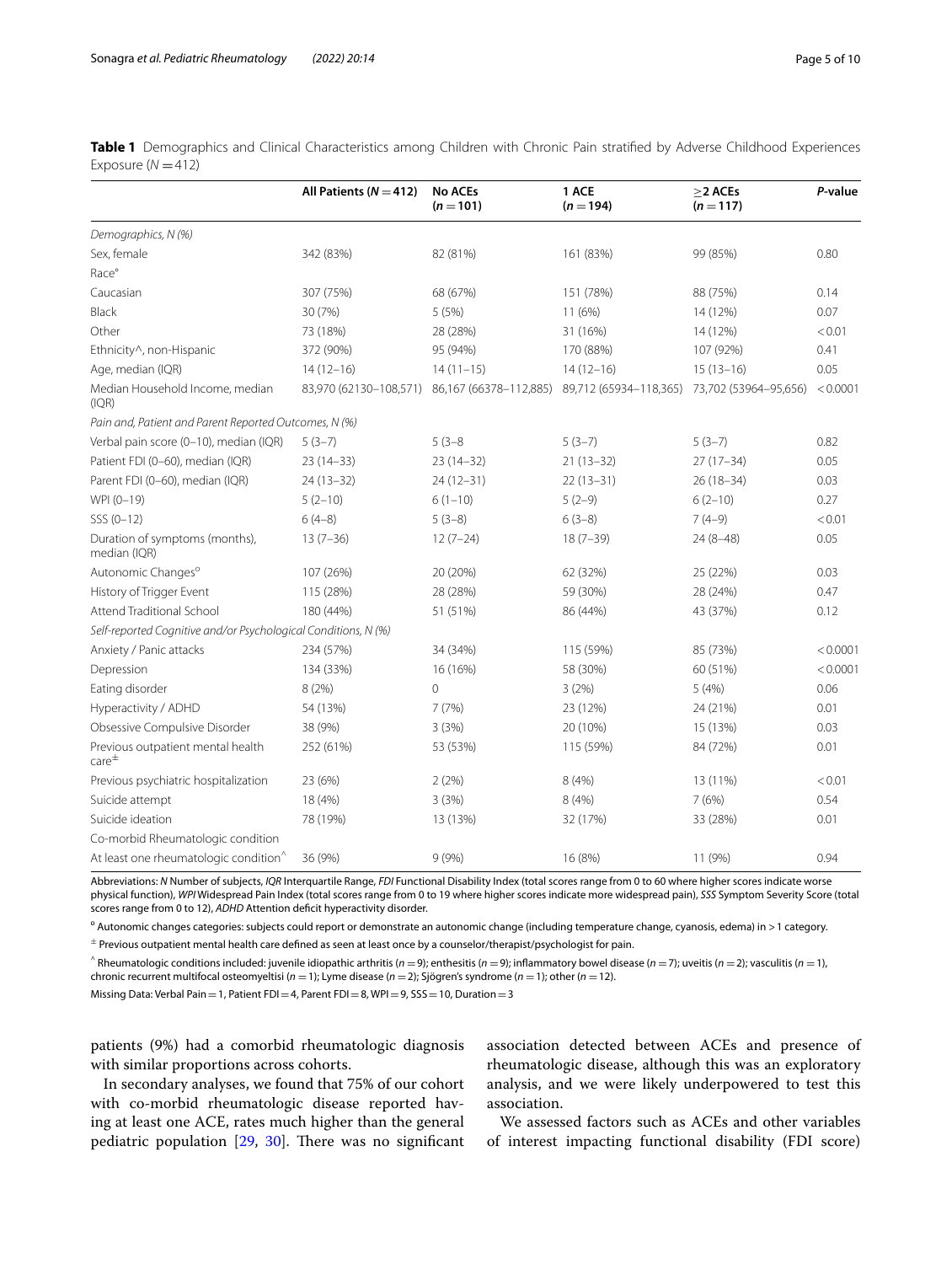**Table 1** Demographics and Clinical Characteristics among Children with Chronic Pain stratified by Adverse Childhood Experiences Exposure ($N = 412$)

| | All Patients ($N = 412$) | No ACEs ($n = 101$) | 1 ACE ($n = 194$) | ≥2 ACEs ($n = 117$) | *P*-value |
|---|---|---|---|---|---|
| *Demographics, N (%)* | | | | | |
| Sex, female | 342 (83%) | 82 (81%) | 161 (83%) | 99 (85%) | 0.80 |
| Race* | | | | | |
| Caucasian | 307 (75%) | 68 (67%) | 151 (78%) | 88 (75%) | 0.14 |
| Black | 30 (7%) | 5 (5%) | 11 (6%) | 14 (12%) | 0.07 |
| Other | 73 (18%) | 28 (28%) | 31 (16%) | 14 (12%) | < 0.01 |
| Ethnicity^, non-Hispanic | 372 (90%) | 95 (94%) | 170 (88%) | 107 (92%) | 0.41 |
| Age, median (IQR) | 14 (12–16) | 14 (11–15) | 14 (12–16) | 15 (13–16) | 0.05 |
| Median Household Income, median (IQR) | 83,970 (62130–108,571) | 86,167 (66378–112,885) | 89,712 (65934–118,365) | 73,702 (53964–95,656) | < 0.0001 |
| *Pain and, Patient and Parent Reported Outcomes, N (%)* | | | | | |
| Verbal pain score (0–10), median (IQR) | 5 (3–7) | 5 (3–8 | 5 (3–7) | 5 (3–7) | 0.82 |
| Patient FDI (0–60), median (IQR) | 23 (14–33) | 23 (14–32) | 21 (13–32) | 27 (17–34) | 0.05 |
| Parent FDI (0–60), median (IQR) | 24 (13–32) | 24 (12–31) | 22 (13–31) | 26 (18–34) | 0.03 |
| WPI (0–19) | 5 (2–10) | 6 (1–10) | 5 (2–9) | 6 (2–10) | 0.27 |
| SSS (0–12) | 6 (4–8) | 5 (3–8) | 6 (3–8) | 7 (4–9) | < 0.01 |
| Duration of symptoms (months), median (IQR) | 13 (7–36) | 12 (7–24) | 18 (7–39) | 24 (8–48) | 0.05 |
| Autonomic Changes° | 107 (26%) | 20 (20%) | 62 (32%) | 25 (22%) | 0.03 |
| History of Trigger Event | 115 (28%) | 28 (28%) | 59 (30%) | 28 (24%) | 0.47 |
| Attend Traditional School | 180 (44%) | 51 (51%) | 86 (44%) | 43 (37%) | 0.12 |
| *Self-reported Cognitive and/or Psychological Conditions, N (%)* | | | | | |
| Anxiety / Panic attacks | 234 (57%) | 34 (34%) | 115 (59%) | 85 (73%) | < 0.0001 |
| Depression | 134 (33%) | 16 (16%) | 58 (30%) | 60 (51%) | < 0.0001 |
| Eating disorder | 8 (2%) | 0 | 3 (2%) | 5 (4%) | 0.06 |
| Hyperactivity / ADHD | 54 (13%) | 7 (7%) | 23 (12%) | 24 (21%) | 0.01 |
| Obsessive Compulsive Disorder | 38 (9%) | 3 (3%) | 20 (10%) | 15 (13%) | 0.03 |
| Previous outpatient mental health care± | 252 (61%) | 53 (53%) | 115 (59%) | 84 (72%) | 0.01 |
| Previous psychiatric hospitalization | 23 (6%) | 2 (2%) | 8 (4%) | 13 (11%) | < 0.01 |
| Suicide attempt | 18 (4%) | 3 (3%) | 8 (4%) | 7 (6%) | 0.54 |
| Suicide ideation | 78 (19%) | 13 (13%) | 32 (17%) | 33 (28%) | 0.01 |
| Co-morbid Rheumatologic condition | | | | | |
| At least one rheumatologic condition^ | 36 (9%) | 9 (9%) | 16 (8%) | 11 (9%) | 0.94 |

Abbreviations: *N* Number of subjects, *IQR* Interquartile Range, *FDI* Functional Disability Index (total scores range from 0 to 60 where higher scores indicate worse physical function), *WPI* Widespread Pain Index (total scores range from 0 to 19 where higher scores indicate more widespread pain), *SSS* Symptom Severity Score (total scores range from 0 to 12), *ADHD* Attention deficit hyperactivity disorder.

° Autonomic changes categories: subjects could report or demonstrate an autonomic change (including temperature change, cyanosis, edema) in > 1 category.

± Previous outpatient mental health care defined as seen at least once by a counselor/therapist/psychologist for pain.

^ Rheumatologic conditions included: juvenile idiopathic arthritis ($n = 9$); enthesitis ($n = 9$); inflammatory bowel disease ($n = 7$); uveitis ($n = 2$); vasculitis ($n = 1$), chronic recurrent multifocal osteomyeltisi ($n = 1$); Lyme disease ($n = 2$); Sjögren's syndrome ($n = 1$); other ($n = 12$).

Missing Data: Verbal Pain = 1, Patient FDI = 4, Parent FDI = 8, WPI = 9, SSS = 10, Duration = 3

patients (9%) had a comorbid rheumatologic diagnosis with similar proportions across cohorts.

In secondary analyses, we found that 75% of our cohort with co-morbid rheumatologic disease reported having at least one ACE, rates much higher than the general pediatric population [29, 30]. There was no significant association detected between ACEs and presence of rheumatologic disease, although this was an exploratory analysis, and we were likely underpowered to test this association.

We assessed factors such as ACEs and other variables of interest impacting functional disability (FDI score)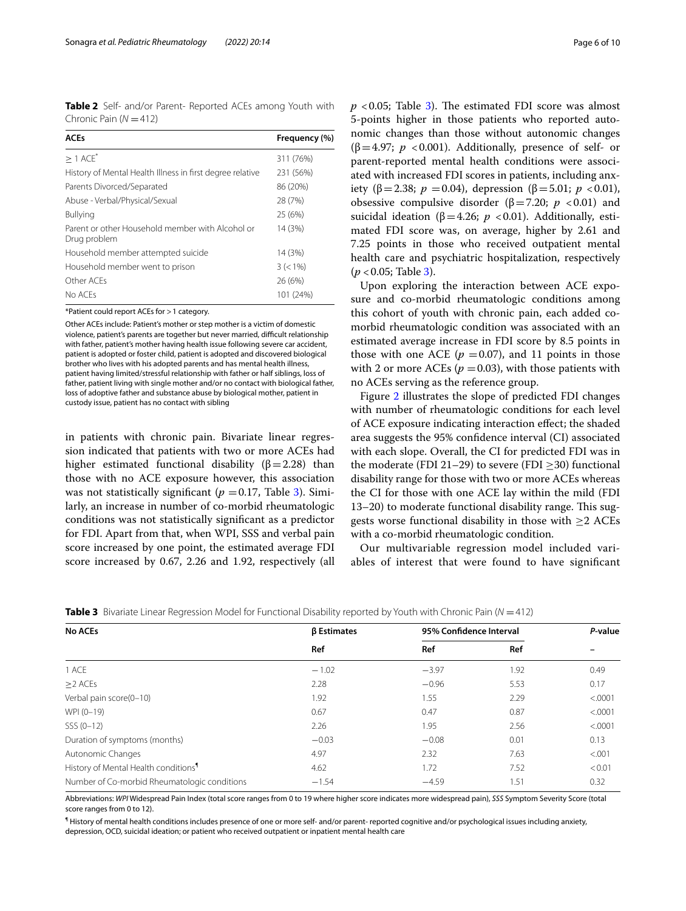**Table 2** Self- and/or Parent- Reported ACEs among Youth with Chronic Pain ($N = 412$)

| ACEs | Frequency (%) |
|---|---|
| ≥ 1 ACE* | 311 (76%) |
| History of Mental Health Illness in first degree relative | 231 (56%) |
| Parents Divorced/Separated | 86 (20%) |
| Abuse - Verbal/Physical/Sexual | 28 (7%) |
| Bullying | 25 (6%) |
| Parent or other Household member with Alcohol or Drug problem | 14 (3%) |
| Household member attempted suicide | 14 (3%) |
| Household member went to prison | 3 (< 1%) |
| Other ACEs | 26 (6%) |
| No ACEs | 101 (24%) |

*Patient could report ACEs for > 1 category.

Other ACEs include: Patient's mother or step mother is a victim of domestic violence, patient's parents are together but never married, difficult relationship with father, patient's mother having health issue following severe car accident, patient is adopted or foster child, patient is adopted and discovered biological brother who lives with his adopted parents and has mental health illness, patient having limited/stressful relationship with father or half siblings, loss of father, patient living with single mother and/or no contact with biological father, loss of adoptive father and substance abuse by biological mother, patient in custody issue, patient has no contact with sibling

in patients with chronic pain. Bivariate linear regression indicated that patients with two or more ACEs had higher estimated functional disability ($\beta = 2.28$) than those with no ACE exposure however, this association was not statistically significant ($p = 0.17$, Table 3). Similarly, an increase in number of co-morbid rheumatologic conditions was not statistically significant as a predictor for FDI. Apart from that, when WPI, SSS and verbal pain score increased by one point, the estimated average FDI score increased by 0.67, 2.26 and 1.92, respectively (all $p < 0.05$; Table 3). The estimated FDI score was almost 5-points higher in those patients who reported autonomic changes than those without autonomic changes ($\beta = 4.97$; $p < 0.001$). Additionally, presence of self- or parent-reported mental health conditions were associated with increased FDI scores in patients, including anxiety ($\beta = 2.38$; $p = 0.04$), depression ($\beta = 5.01$; $p < 0.01$), obsessive compulsive disorder ($\beta = 7.20$; $p < 0.01$) and suicidal ideation ($\beta = 4.26$; $p < 0.01$). Additionally, estimated FDI score was, on average, higher by 2.61 and 7.25 points in those who received outpatient mental health care and psychiatric hospitalization, respectively ($p < 0.05$; Table 3).

Upon exploring the interaction between ACE exposure and co-morbid rheumatologic conditions among this cohort of youth with chronic pain, each added co-morbid rheumatologic condition was associated with an estimated average increase in FDI score by 8.5 points in those with one ACE ($p = 0.07$), and 11 points in those with 2 or more ACEs ($p = 0.03$), with those patients with no ACEs serving as the reference group.

Figure 2 illustrates the slope of predicted FDI changes with number of rheumatologic conditions for each level of ACE exposure indicating interaction effect; the shaded area suggests the 95% confidence interval (CI) associated with each slope. Overall, the CI for predicted FDI was in the moderate (FDI 21–29) to severe (FDI ≥30) functional disability range for those with two or more ACEs whereas the CI for those with one ACE lay within the mild (FDI 13–20) to moderate functional disability range. This suggests worse functional disability in those with ≥2 ACEs with a co-morbid rheumatologic condition.

Our multivariable regression model included variables of interest that were found to have significant

**Table 3** Bivariate Linear Regression Model for Functional Disability reported by Youth with Chronic Pain ($N = 412$)

| No ACEs | β Estimates | 95% Confidence Interval | | P-value |
|---|---|---|---|---|
| | Ref | Ref | Ref | – |
| 1 ACE | −1.02 | −3.97 | 1.92 | 0.49 |
| ≥2 ACEs | 2.28 | −0.96 | 5.53 | 0.17 |
| Verbal pain score(0–10) | 1.92 | 1.55 | 2.29 | <.0001 |
| WPI (0–19) | 0.67 | 0.47 | 0.87 | <.0001 |
| SSS (0–12) | 2.26 | 1.95 | 2.56 | <.0001 |
| Duration of symptoms (months) | −0.03 | −0.08 | 0.01 | 0.13 |
| Autonomic Changes | 4.97 | 2.32 | 7.63 | <.001 |
| History of Mental Health conditions¶ | 4.62 | 1.72 | 7.52 | <0.01 |
| Number of Co-morbid Rheumatologic conditions | −1.54 | −4.59 | 1.51 | 0.32 |

Abbreviations: *WPI* Widespread Pain Index (total score ranges from 0 to 19 where higher score indicates more widespread pain), *SSS* Symptom Severity Score (total score ranges from 0 to 12).

¶ History of mental health conditions includes presence of one or more self- and/or parent- reported cognitive and/or psychological issues including anxiety, depression, OCD, suicidal ideation; or patient who received outpatient or inpatient mental health care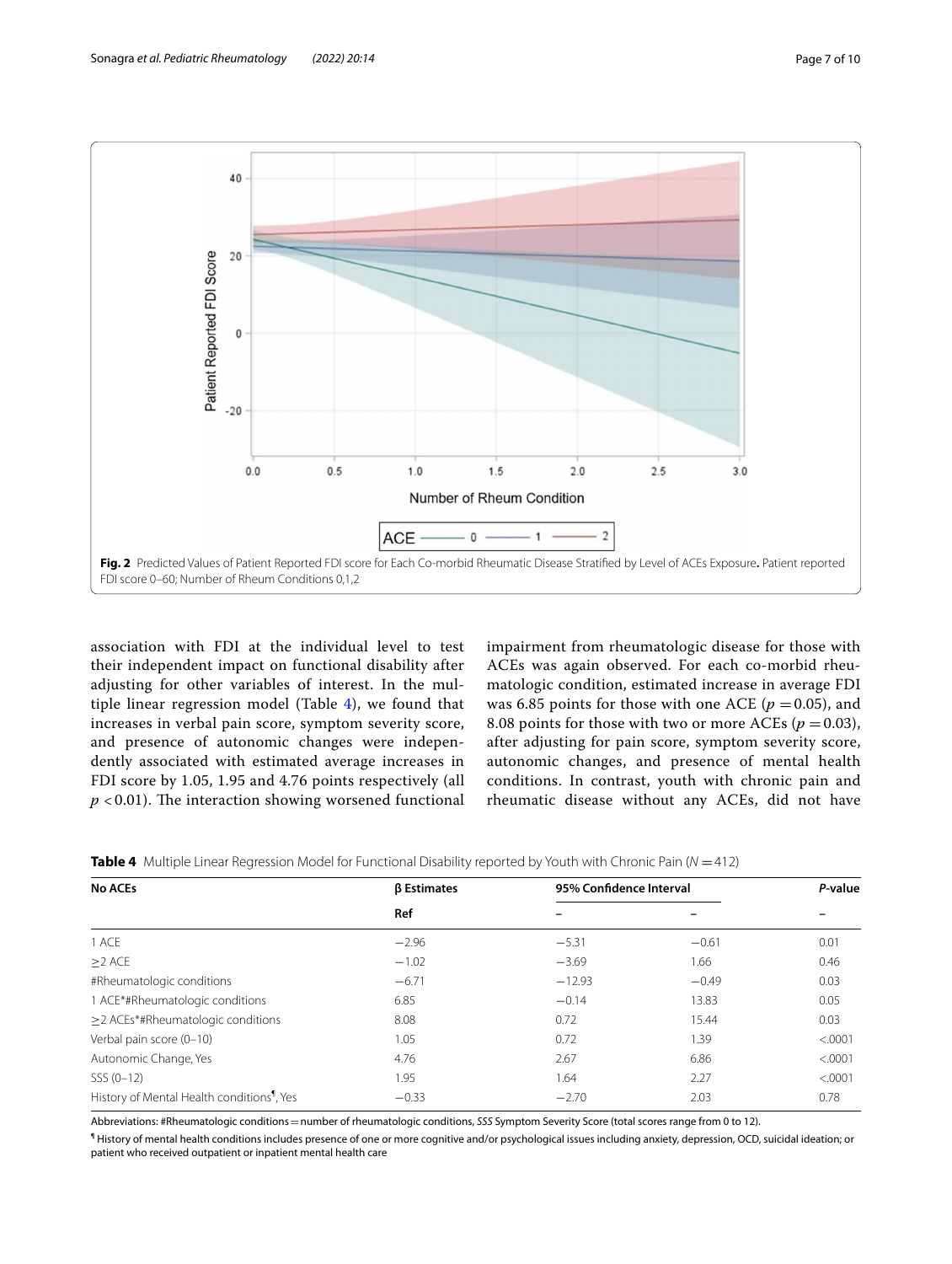Fig. 2 Predicted Values of Patient Reported FDI score for Each Co-morbid Rheumatic Disease Stratified by Level of ACEs Exposure. Patient reported FDI score 0–60; Number of Rheum Conditions 0,1,2

association with FDI at the individual level to test their independent impact on functional disability after adjusting for other variables of interest. In the multiple linear regression model (Table 4), we found that increases in verbal pain score, symptom severity score, and presence of autonomic changes were independently associated with estimated average increases in FDI score by 1.05, 1.95 and 4.76 points respectively (all $p < 0.01$). The interaction showing worsened functional impairment from rheumatologic disease for those with ACEs was again observed. For each co-morbid rheumatologic condition, estimated increase in average FDI was 6.85 points for those with one ACE ($p = 0.05$), and 8.08 points for those with two or more ACEs ($p = 0.03$), after adjusting for pain score, symptom severity score, autonomic changes, and presence of mental health conditions. In contrast, youth with chronic pain and rheumatic disease without any ACEs, did not have

**Table 4** Multiple Linear Regression Model for Functional Disability reported by Youth with Chronic Pain ($N = 412$)

| No ACEs | β Estimates | 95% Confidence Interval | | P-value |
|---|---|---|---|---|
| | Ref | – | – | – |
| 1 ACE | −2.96 | −5.31 | −0.61 | 0.01 |
| ≥2 ACE | −1.02 | −3.69 | 1.66 | 0.46 |
| #Rheumatologic conditions | −6.71 | −12.93 | −0.49 | 0.03 |
| 1 ACE*#Rheumatologic conditions | 6.85 | −0.14 | 13.83 | 0.05 |
| ≥2 ACEs*#Rheumatologic conditions | 8.08 | 0.72 | 15.44 | 0.03 |
| Verbal pain score (0–10) | 1.05 | 0.72 | 1.39 | <.0001 |
| Autonomic Change, Yes | 4.76 | 2.67 | 6.86 | <.0001 |
| SSS (0–12) | 1.95 | 1.64 | 2.27 | <.0001 |
| History of Mental Health conditions¶, Yes | −0.33 | −2.70 | 2.03 | 0.78 |

Abbreviations: #Rheumatologic conditions = number of rheumatologic conditions, *SSS* Symptom Severity Score (total scores range from 0 to 12).

¶ History of mental health conditions includes presence of one or more cognitive and/or psychological issues including anxiety, depression, OCD, suicidal ideation; or patient who received outpatient or inpatient mental health care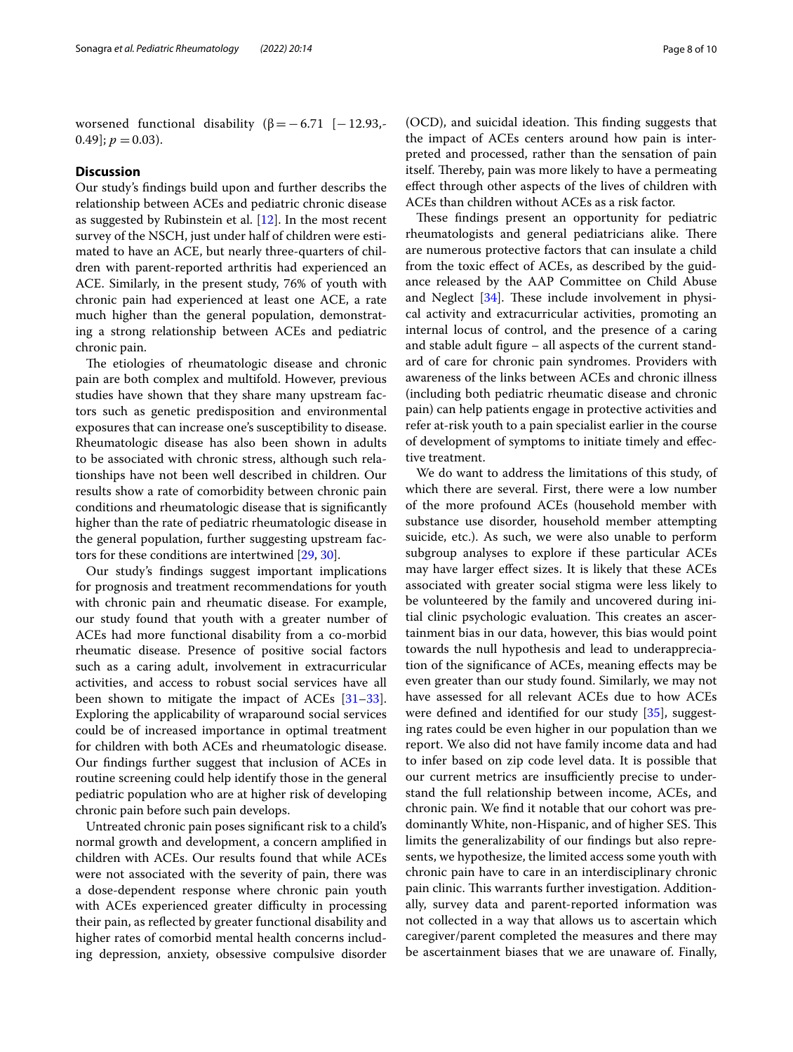worsened functional disability ($\beta = -6.71$ [$-12.93$,-0.49]; $p = 0.03$).

## Discussion

Our study's findings build upon and further describs the relationship between ACEs and pediatric chronic disease as suggested by Rubinstein et al. [12]. In the most recent survey of the NSCH, just under half of children were estimated to have an ACE, but nearly three-quarters of children with parent-reported arthritis had experienced an ACE. Similarly, in the present study, 76% of youth with chronic pain had experienced at least one ACE, a rate much higher than the general population, demonstrating a strong relationship between ACEs and pediatric chronic pain.

The etiologies of rheumatologic disease and chronic pain are both complex and multifold. However, previous studies have shown that they share many upstream factors such as genetic predisposition and environmental exposures that can increase one's susceptibility to disease. Rheumatologic disease has also been shown in adults to be associated with chronic stress, although such relationships have not been well described in children. Our results show a rate of comorbidity between chronic pain conditions and rheumatologic disease that is significantly higher than the rate of pediatric rheumatologic disease in the general population, further suggesting upstream factors for these conditions are intertwined [29, 30].

Our study's findings suggest important implications for prognosis and treatment recommendations for youth with chronic pain and rheumatic disease. For example, our study found that youth with a greater number of ACEs had more functional disability from a co-morbid rheumatic disease. Presence of positive social factors such as a caring adult, involvement in extracurricular activities, and access to robust social services have all been shown to mitigate the impact of ACEs [31–33]. Exploring the applicability of wraparound social services could be of increased importance in optimal treatment for children with both ACEs and rheumatologic disease. Our findings further suggest that inclusion of ACEs in routine screening could help identify those in the general pediatric population who are at higher risk of developing chronic pain before such pain develops.

Untreated chronic pain poses significant risk to a child's normal growth and development, a concern amplified in children with ACEs. Our results found that while ACEs were not associated with the severity of pain, there was a dose-dependent response where chronic pain youth with ACEs experienced greater difficulty in processing their pain, as reflected by greater functional disability and higher rates of comorbid mental health concerns including depression, anxiety, obsessive compulsive disorder (OCD), and suicidal ideation. This finding suggests that the impact of ACEs centers around how pain is interpreted and processed, rather than the sensation of pain itself. Thereby, pain was more likely to have a permeating effect through other aspects of the lives of children with ACEs than children without ACEs as a risk factor.

These findings present an opportunity for pediatric rheumatologists and general pediatricians alike. There are numerous protective factors that can insulate a child from the toxic effect of ACEs, as described by the guidance released by the AAP Committee on Child Abuse and Neglect [34]. These include involvement in physical activity and extracurricular activities, promoting an internal locus of control, and the presence of a caring and stable adult figure – all aspects of the current standard of care for chronic pain syndromes. Providers with awareness of the links between ACEs and chronic illness (including both pediatric rheumatic disease and chronic pain) can help patients engage in protective activities and refer at-risk youth to a pain specialist earlier in the course of development of symptoms to initiate timely and effective treatment.

We do want to address the limitations of this study, of which there are several. First, there were a low number of the more profound ACEs (household member with substance use disorder, household member attempting suicide, etc.). As such, we were also unable to perform subgroup analyses to explore if these particular ACEs may have larger effect sizes. It is likely that these ACEs associated with greater social stigma were less likely to be volunteered by the family and uncovered during initial clinic psychologic evaluation. This creates an ascertainment bias in our data, however, this bias would point towards the null hypothesis and lead to underappreciation of the significance of ACEs, meaning effects may be even greater than our study found. Similarly, we may not have assessed for all relevant ACEs due to how ACEs were defined and identified for our study [35], suggesting rates could be even higher in our population than we report. We also did not have family income data and had to infer based on zip code level data. It is possible that our current metrics are insufficiently precise to understand the full relationship between income, ACEs, and chronic pain. We find it notable that our cohort was predominantly White, non-Hispanic, and of higher SES. This limits the generalizability of our findings but also represents, we hypothesize, the limited access some youth with chronic pain have to care in an interdisciplinary chronic pain clinic. This warrants further investigation. Additionally, survey data and parent-reported information was not collected in a way that allows us to ascertain which caregiver/parent completed the measures and there may be ascertainment biases that we are unaware of. Finally,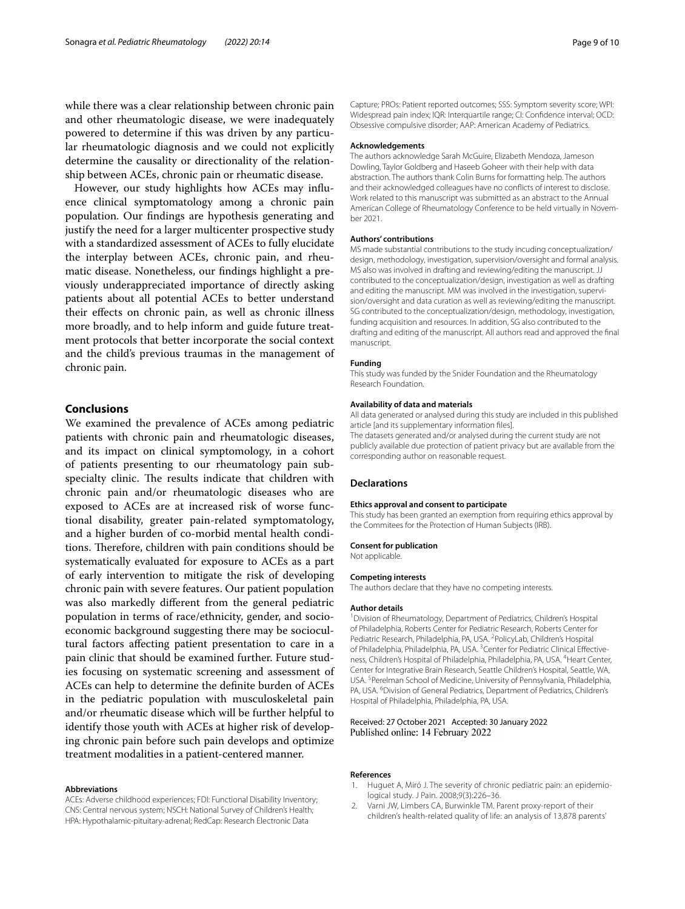while there was a clear relationship between chronic pain and other rheumatologic disease, we were inadequately powered to determine if this was driven by any particular rheumatologic diagnosis and we could not explicitly determine the causality or directionality of the relationship between ACEs, chronic pain or rheumatic disease.

However, our study highlights how ACEs may influence clinical symptomatology among a chronic pain population. Our findings are hypothesis generating and justify the need for a larger multicenter prospective study with a standardized assessment of ACEs to fully elucidate the interplay between ACEs, chronic pain, and rheumatic disease. Nonetheless, our findings highlight a previously underappreciated importance of directly asking patients about all potential ACEs to better understand their effects on chronic pain, as well as chronic illness more broadly, and to help inform and guide future treatment protocols that better incorporate the social context and the child's previous traumas in the management of chronic pain.

## Conclusions

We examined the prevalence of ACEs among pediatric patients with chronic pain and rheumatologic diseases, and its impact on clinical symptomology, in a cohort of patients presenting to our rheumatology pain subspecialty clinic. The results indicate that children with chronic pain and/or rheumatologic diseases who are exposed to ACEs are at increased risk of worse functional disability, greater pain-related symptomatology, and a higher burden of co-morbid mental health conditions. Therefore, children with pain conditions should be systematically evaluated for exposure to ACEs as a part of early intervention to mitigate the risk of developing chronic pain with severe features. Our patient population was also markedly different from the general pediatric population in terms of race/ethnicity, gender, and socioeconomic background suggesting there may be sociocultural factors affecting patient presentation to care in a pain clinic that should be examined further. Future studies focusing on systematic screening and assessment of ACEs can help to determine the definite burden of ACEs in the pediatric population with musculoskeletal pain and/or rheumatic disease which will be further helpful to identify those youth with ACEs at higher risk of developing chronic pain before such pain develops and optimize treatment modalities in a patient-centered manner.

#### Abbreviations

ACEs: Adverse childhood experiences; FDI: Functional Disability Inventory; CNS: Central nervous system; NSCH: National Survey of Children's Health; HPA: Hypothalamic-pituitary-adrenal; RedCap: Research Electronic Data Capture; PROs: Patient reported outcomes; SSS: Symptom severity score; WPI: Widespread pain index; IQR: Interquartile range; CI: Confidence interval; OCD: Obsessive compulsive disorder; AAP: American Academy of Pediatrics.

#### Acknowledgements

The authors acknowledge Sarah McGuire, Elizabeth Mendoza, Jameson Dowling, Taylor Goldberg and Haseeb Goheer with their help with data abstraction. The authors thank Colin Burns for formatting help. The authors and their acknowledged colleagues have no conflicts of interest to disclose. Work related to this manuscript was submitted as an abstract to the Annual American College of Rheumatology Conference to be held virtually in November 2021.

#### Authors' contributions

MS made substantial contributions to the study incuding conceptualization/design, methodology, investigation, supervision/oversight and formal analysis. MS also was involved in drafting and reviewing/editing the manuscript. JJ contributed to the conceptualization/design, investigation as well as drafting and editing the manuscript. MM was involved in the investigation, supervision/oversight and data curation as well as reviewing/editing the manuscript. SG contributed to the conceptualization/design, methodology, investigation, funding acquisition and resources. In addition, SG also contributed to the drafting and editing of the manuscript. All authors read and approved the final manuscript.

#### Funding

This study was funded by the Snider Foundation and the Rheumatology Research Foundation.

#### Availability of data and materials

All data generated or analysed during this study are included in this published article [and its supplementary information files].

The datasets generated and/or analysed during the current study are not publicly available due protection of patient privacy but are available from the corresponding author on reasonable request.

### Declarations

#### Ethics approval and consent to participate

This study has been granted an exemption from requiring ethics approval by the Commitees for the Protection of Human Subjects (IRB).

#### Consent for publication

Not applicable.

#### Competing interests

The authors declare that they have no competing interests.

#### Author details

[1]Division of Rheumatology, Department of Pediatrics, Children's Hospital of Philadelphia, Roberts Center for Pediatric Research, Roberts Center for Pediatric Research, Philadelphia, PA, USA. [2]PolicyLab, Children's Hospital of Philadelphia, Philadelphia, PA, USA. [3]Center for Pediatric Clinical Effectiveness, Children's Hospital of Philadelphia, Philadelphia, PA, USA. [4]Heart Center, Center for Integrative Brain Research, Seattle Children's Hospital, Seattle, WA, USA. [5]Perelman School of Medicine, University of Pennsylvania, Philadelphia, PA, USA. [6]Division of General Pediatrics, Department of Pediatrics, Children's Hospital of Philadelphia, Philadelphia, PA, USA.

Received: 27 October 2021 Accepted: 30 January 2022
Published online: 14 February 2022

#### References

1. Huguet A, Miró J. The severity of chronic pediatric pain: an epidemiological study. J Pain. 2008;9(3):226–36.
2. Varni JW, Limbers CA, Burwinkle TM. Parent proxy-report of their children's health-related quality of life: an analysis of 13,878 parents'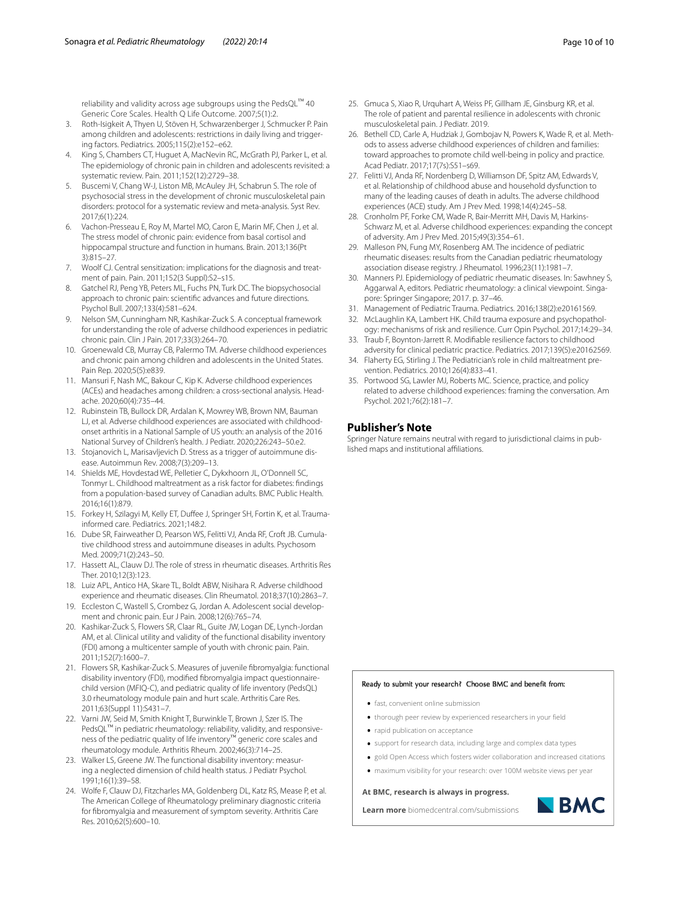reliability and validity across age subgroups using the PedsQL™ 40 Generic Core Scales. Health Q Life Outcome. 2007;5(1):2.

3. Roth-Isigkeit A, Thyen U, Stöven H, Schwarzenberger J, Schmucker P. Pain among children and adolescents: restrictions in daily living and triggering factors. Pediatrics. 2005;115(2):e152–e62.
4. King S, Chambers CT, Huguet A, MacNevin RC, McGrath PJ, Parker L, et al. The epidemiology of chronic pain in children and adolescents revisited: a systematic review. Pain. 2011;152(12):2729–38.
5. Buscemi V, Chang W-J, Liston MB, McAuley JH, Schabrun S. The role of psychosocial stress in the development of chronic musculoskeletal pain disorders: protocol for a systematic review and meta-analysis. Syst Rev. 2017;6(1):224.
6. Vachon-Presseau E, Roy M, Martel MO, Caron E, Marin MF, Chen J, et al. The stress model of chronic pain: evidence from basal cortisol and hippocampal structure and function in humans. Brain. 2013;136(Pt 3):815–27.
7. Woolf CJ. Central sensitization: implications for the diagnosis and treatment of pain. Pain. 2011;152(3 Suppl):S2–s15.
8. Gatchel RJ, Peng YB, Peters ML, Fuchs PN, Turk DC. The biopsychosocial approach to chronic pain: scientific advances and future directions. Psychol Bull. 2007;133(4):581–624.
9. Nelson SM, Cunningham NR, Kashikar-Zuck S. A conceptual framework for understanding the role of adverse childhood experiences in pediatric chronic pain. Clin J Pain. 2017;33(3):264–70.
10. Groenewald CB, Murray CB, Palermo TM. Adverse childhood experiences and chronic pain among children and adolescents in the United States. Pain Rep. 2020;5(5):e839.
11. Mansuri F, Nash MC, Bakour C, Kip K. Adverse childhood experiences (ACEs) and headaches among children: a cross-sectional analysis. Headache. 2020;60(4):735–44.
12. Rubinstein TB, Bullock DR, Ardalan K, Mowrey WB, Brown NM, Bauman LJ, et al. Adverse childhood experiences are associated with childhood-onset arthritis in a National Sample of US youth: an analysis of the 2016 National Survey of Children's health. J Pediatr. 2020;226:243–50.e2.
13. Stojanovich L, Marisavljevich D. Stress as a trigger of autoimmune disease. Autoimmun Rev. 2008;7(3):209–13.
14. Shields ME, Hovdestad WE, Pelletier C, Dykxhoorn JL, O'Donnell SC, Tonmyr L. Childhood maltreatment as a risk factor for diabetes: findings from a population-based survey of Canadian adults. BMC Public Health. 2016;16(1):879.
15. Forkey H, Szilagyi M, Kelly ET, Duffee J, Springer SH, Fortin K, et al. Trauma-informed care. Pediatrics. 2021;148:2.
16. Dube SR, Fairweather D, Pearson WS, Felitti VJ, Anda RF, Croft JB. Cumulative childhood stress and autoimmune diseases in adults. Psychosom Med. 2009;71(2):243–50.
17. Hassett AL, Clauw DJ. The role of stress in rheumatic diseases. Arthritis Res Ther. 2010;12(3):123.
18. Luiz APL, Antico HA, Skare TL, Boldt ABW, Nisihara R. Adverse childhood experience and rheumatic diseases. Clin Rheumatol. 2018;37(10):2863–7.
19. Eccleston C, Wastell S, Crombez G, Jordan A. Adolescent social development and chronic pain. Eur J Pain. 2008;12(6):765–74.
20. Kashikar-Zuck S, Flowers SR, Claar RL, Guite JW, Logan DE, Lynch-Jordan AM, et al. Clinical utility and validity of the functional disability inventory (FDI) among a multicenter sample of youth with chronic pain. Pain. 2011;152(7):1600–7.
21. Flowers SR, Kashikar-Zuck S. Measures of juvenile fibromyalgia: functional disability inventory (FDI), modified fibromyalgia impact questionnaire-child version (MFIQ-C), and pediatric quality of life inventory (PedsQL) 3.0 rheumatology module pain and hurt scale. Arthritis Care Res. 2011;63(Suppl 11):S431–7.
22. Varni JW, Seid M, Smith Knight T, Burwinkle T, Brown J, Szer IS. The PedsQL™ in pediatric rheumatology: reliability, validity, and responsiveness of the pediatric quality of life inventory™ generic core scales and rheumatology module. Arthritis Rheum. 2002;46(3):714–25.
23. Walker LS, Greene JW. The functional disability inventory: measuring a neglected dimension of child health status. J Pediatr Psychol. 1991;16(1):39–58.
24. Wolfe F, Clauw DJ, Fitzcharles MA, Goldenberg DL, Katz RS, Mease P, et al. The American College of Rheumatology preliminary diagnostic criteria for fibromyalgia and measurement of symptom severity. Arthritis Care Res. 2010;62(5):600–10.
25. Gmuca S, Xiao R, Urquhart A, Weiss PF, Gillham JE, Ginsburg KR, et al. The role of patient and parental resilience in adolescents with chronic musculoskeletal pain. J Pediatr. 2019.
26. Bethell CD, Carle A, Hudziak J, Gombojav N, Powers K, Wade R, et al. Methods to assess adverse childhood experiences of children and families: toward approaches to promote child well-being in policy and practice. Acad Pediatr. 2017;17(7s):S51–s69.
27. Felitti VJ, Anda RF, Nordenberg D, Williamson DF, Spitz AM, Edwards V, et al. Relationship of childhood abuse and household dysfunction to many of the leading causes of death in adults. The adverse childhood experiences (ACE) study. Am J Prev Med. 1998;14(4):245–58.
28. Cronholm PF, Forke CM, Wade R, Bair-Merritt MH, Davis M, Harkins-Schwarz M, et al. Adverse childhood experiences: expanding the concept of adversity. Am J Prev Med. 2015;49(3):354–61.
29. Malleson PN, Fung MY, Rosenberg AM. The incidence of pediatric rheumatic diseases: results from the Canadian pediatric rheumatology association disease registry. J Rheumatol. 1996;23(11):1981–7.
30. Manners PJ. Epidemiology of pediatric rheumatic diseases. In: Sawhney S, Aggarwal A, editors. Pediatric rheumatology: a clinical viewpoint. Singapore: Springer Singapore; 2017. p. 37–46.
31. Management of Pediatric Trauma. Pediatrics. 2016;138(2):e20161569.
32. McLaughlin KA, Lambert HK. Child trauma exposure and psychopathology: mechanisms of risk and resilience. Curr Opin Psychol. 2017;14:29–34.
33. Traub F, Boynton-Jarrett R. Modifiable resilience factors to childhood adversity for clinical pediatric practice. Pediatrics. 2017;139(5):e20162569.
34. Flaherty EG, Stirling J. The Pediatrician's role in child maltreatment prevention. Pediatrics. 2010;126(4):833–41.
35. Portwood SG, Lawler MJ, Roberts MC. Science, practice, and policy related to adverse childhood experiences: framing the conversation. Am Psychol. 2021;76(2):181–7.

## Publisher's Note

Springer Nature remains neutral with regard to jurisdictional claims in published maps and institutional affiliations.

Ready to submit your research? Choose BMC and benefit from:

- fast, convenient online submission
- thorough peer review by experienced researchers in your field
- rapid publication on acceptance
- support for research data, including large and complex data types
- gold Open Access which fosters wider collaboration and increased citations
- maximum visibility for your research: over 100M website views per year

**At BMC, research is always in progress.**

**Learn more** biomedcentral.com/submissions

BMC